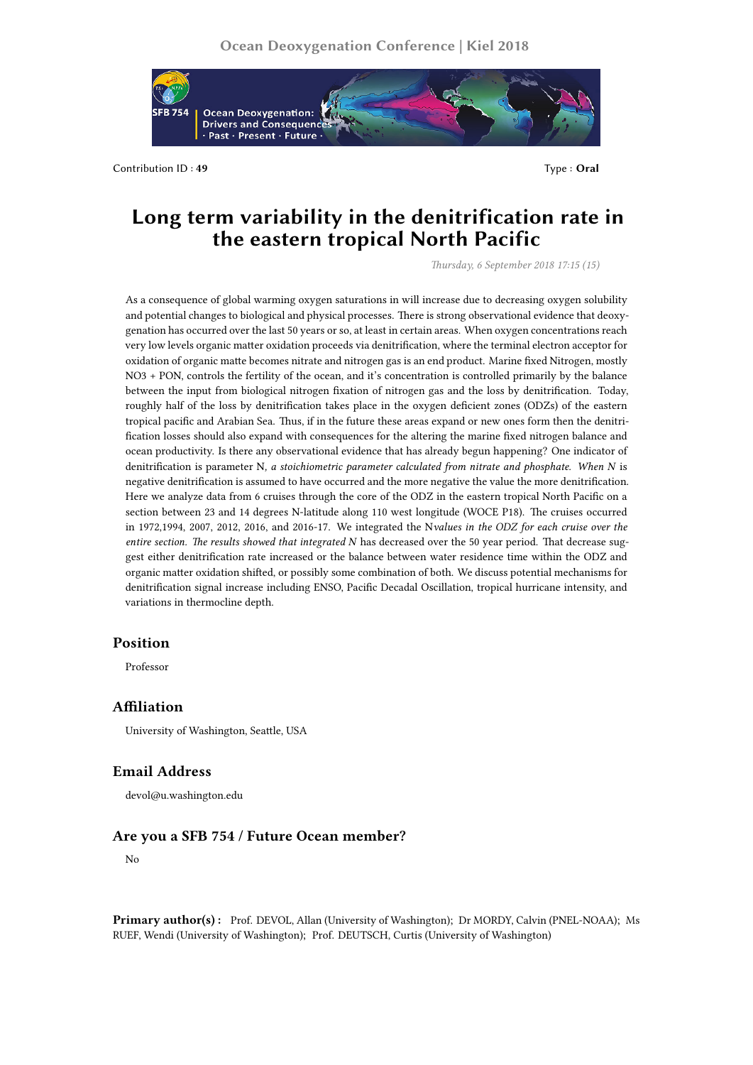Contribution ID : **49** Type : **Oral**

# Long term variability in the denitrification rate in the eastern tropical North Pacific

*Thursday, 6 September 2018 17:15 (15)*

As a consequence of global warming oxygen saturations in will increase due to decreasing oxygen solubility and potential changes to biological and physical processes. There is strong observational evidence that deoxygenation has occurred over the last 50 years or so, at least in certain areas. When oxygen concentrations reach very low levels organic matter oxidation proceeds via denitrification, where the terminal electron acceptor for oxidation of organic matte becomes nitrate and nitrogen gas is an end product. Marine fixed Nitrogen, mostly NO3 + PON, controls the fertility of the ocean, and it's concentration is controlled primarily by the balance between the input from biological nitrogen fixation of nitrogen gas and the loss by denitrification. Today, roughly half of the loss by denitrification takes place in the oxygen deficient zones (ODZs) of the eastern tropical pacific and Arabian Sea. Thus, if in the future these areas expand or new ones form then the denitrification losses should also expand with consequences for the altering the marine fixed nitrogen balance and ocean productivity. Is there any observational evidence that has already begun happening? One indicator of denitrification is parameter N*, a stoichiometric parameter calculated from nitrate and phosphate. When N** is negative denitrification is assumed to have occurred and the more negative the value the more denitrification. Here we analyze data from 6 cruises through the core of the ODZ in the eastern tropical North Pacific on a section between 23 and 14 degrees N-latitude along 110 west longitude (WOCE P18). The cruises occurred in 1972,1994, 2007, 2012, 2016, and 2016-17. We integrated the N*values in the ODZ for each cruise over the entire section. The results showed that integrated N** has decreased over the 50 year period. That decrease suggest either denitrification rate increased or the balance between water residence time within the ODZ and organic matter oxidation shifted, or possibly some combination of both. We discuss potential mechanisms for denitrification signal increase including ENSO, Pacific Decadal Oscillation, tropical hurricane intensity, and variations in thermocline depth.

## Position

Professor

## Affiliation

University of Washington, Seattle, USA

## Email Address

devol@u.washington.edu

## Are you a SFB 754 / Future Ocean member?

No

**Primary author(s) :** Prof. DEVOL, Allan (University of Washington); Dr MORDY, Calvin (PNEL-NOAA); Ms RUEF, Wendi (University of Washington); Prof. DEUTSCH, Curtis (University of Washington)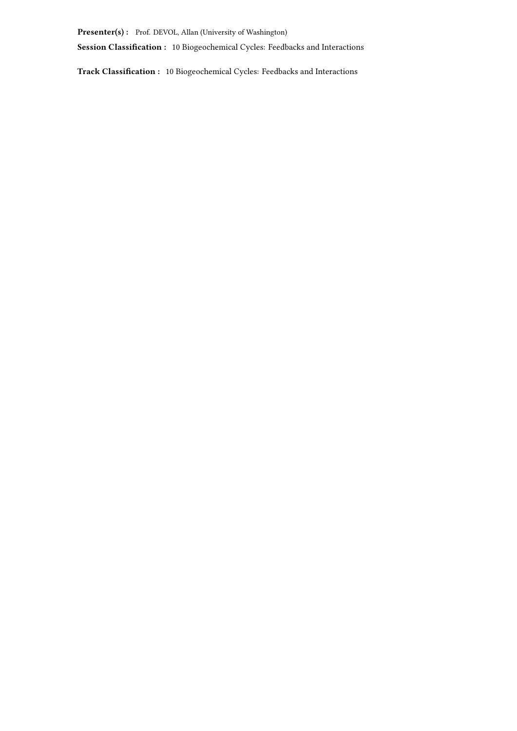**Presenter(s) :** Prof. DEVOL, Allan (University of Washington)

**Session Classification :** 10 Biogeochemical Cycles: Feedbacks and Interactions

**Track Classification :** 10 Biogeochemical Cycles: Feedbacks and Interactions